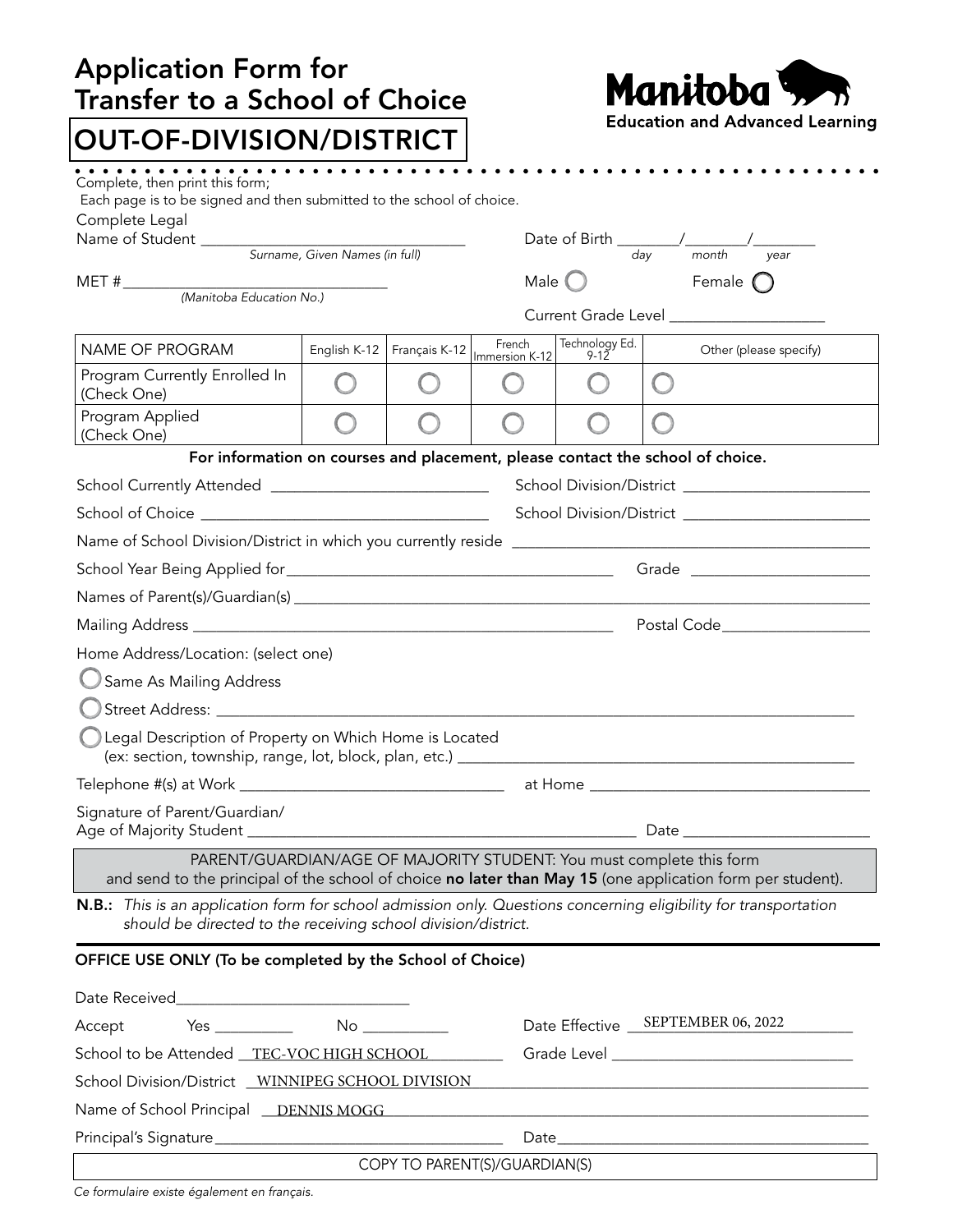# Application Form for Transfer to a School of Choice

## OUT-OF-DIVISION/DISTRICT

**Manitoba** Education and Advanced Learning

Complete, then print this form;
Each page is to be signed and then submitted to the school of choice.

Complete Legal Name of Student ______________________________ *Surname, Given Names (in full)*

Date of Birth ________/________/________ *day month year*

MET # ______________________________ *(Manitoba Education No.)*

Male ◯ Female ◯

Current Grade Level ____________________

| NAME OF PROGRAM | English K-12 | Français K-12 | French Immersion K-12 | Technology Ed. 9-12 | Other (please specify) |
|---|---|---|---|---|---|
| Program Currently Enrolled In (Check One) | ◯ | ◯ | ◯ | ◯ | ◯ |
| Program Applied (Check One) | ◯ | ◯ | ◯ | ◯ | ◯ |

**For information on courses and placement, please contact the school of choice.**

School Currently Attended ____________________________ School Division/District ________________________

School of Choice ____________________________________ School Division/District ________________________

Name of School Division/District in which you currently reside ____________________________________________

School Year Being Applied for __________________________________________ Grade ______________________

Names of Parent(s)/Guardian(s) __________________________________________________________________

Mailing Address ______________________________________________________ Postal Code __________________

Home Address/Location: (select one)

◯ Same As Mailing Address

◯ Street Address: _______________________________________________________________________

◯ Legal Description of Property on Which Home is Located (ex: section, township, range, lot, block, plan, etc.) ____________________________________________

Telephone #(s) at Work __________________________________ at Home ____________________________________

Signature of Parent/Guardian/ Age of Majority Student ______________________________________________ Date _______________________

PARENT/GUARDIAN/AGE OF MAJORITY STUDENT: You must complete this form and send to the principal of the school of choice **no later than May 15** (one application form per student).

**N.B.:** *This is an application form for school admission only. Questions concerning eligibility for transportation should be directed to the receiving school division/district.*

### OFFICE USE ONLY (To be completed by the School of Choice)

Date Received ______________________________

Accept Yes __________ No ___________

Date Effective SEPTEMBER 06, 2022

School to be Attended TEC-VOC HIGH SCHOOL

Grade Level ______________________________

School Division/District WINNIPEG SCHOOL DIVISION

Name of School Principal DENNIS MOGG

Principal's Signature ____________________________________ Date ________________________________________

COPY TO PARENT(S)/GUARDIAN(S)

*Ce formulaire existe également en français.*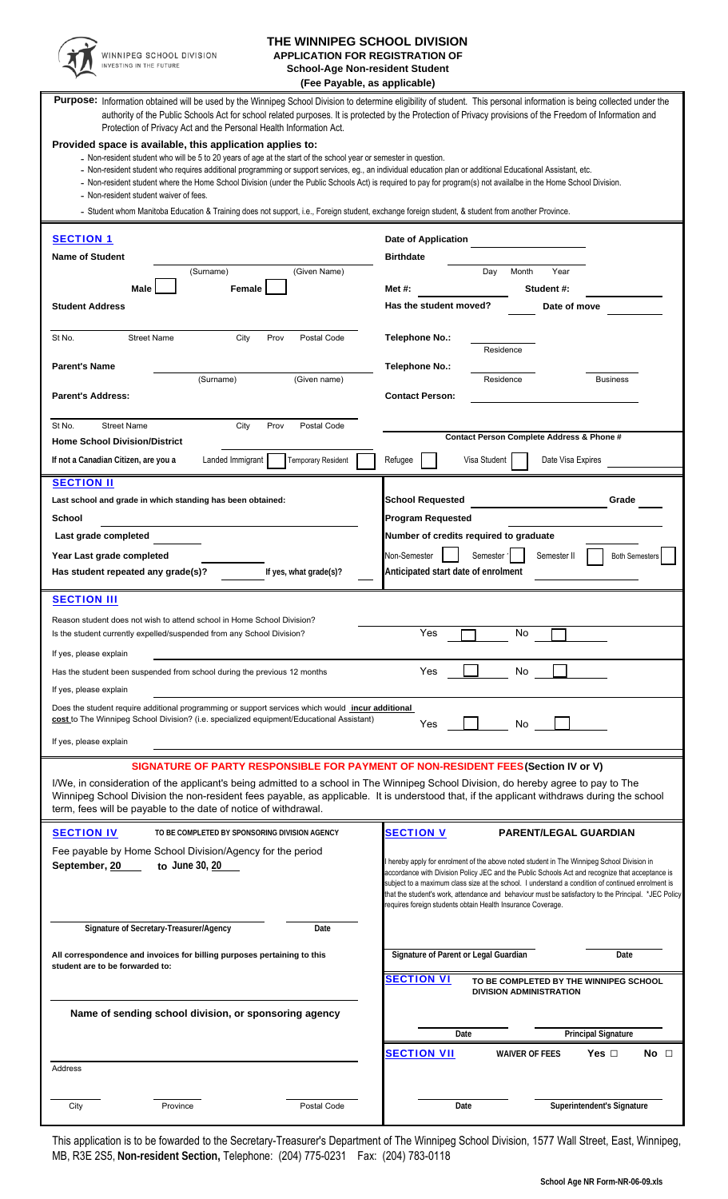WINNIPEG SCHOOL DIVISION
INVESTING IN THE FUTURE

# THE WINNIPEG SCHOOL DIVISION

## APPLICATION FOR REGISTRATION OF

### School-Age Non-resident Student

**(Fee Payable, as applicable)**

**Purpose:** Information obtained will be used by the Winnipeg School Division to determine eligibility of student. This personal information is being collected under the authority of the Public Schools Act for school related purposes. It is protected by the Protection of Privacy provisions of the Freedom of Information and Protection of Privacy Act and the Personal Health Information Act.

**Provided space is available, this application applies to:**

- Non-resident student who will be 5 to 20 years of age at the start of the school year or semester in question.
- Non-resident student who requires additional programming or support services, eg., an individual education plan or additional Educational Assistant, etc.
- Non-resident student where the Home School Division (under the Public Schools Act) is required to pay for program(s) not availalbe in the Home School Division.
- Non-resident student waiver of fees.
- Student whom Manitoba Education & Training does not support, i.e., Foreign student, exchange foreign student, & student from another Province.

## SECTION 1

**Date of Application** ____________________

**Name of Student** ____________________ (Surname) ____________________ (Given Name)

**Birthdate** ______ Day ______ Month ______ Year

**Male** ☐ **Female** ☐

**Met #:** ____________ **Student #:** ____________

**Student Address** ____________________

**Has the student moved?** ______ **Date of move** ____________

St No. ______ Street Name ______ City ______ Prov ______ Postal Code ______

**Telephone No.:** ____________ Residence

**Parent's Name** ____________________ (Surname) ____________________ (Given name)

**Telephone No.:** ____________ Residence ____________ Business

**Parent's Address:** ____________________

**Contact Person:** ____________________

St No. ______ Street Name ______ City ______ Prov ______ Postal Code ______

**Contact Person Complete Address & Phone #** ____________________

**Home School Division/District** ____________________

**If not a Canadian Citizen, are you a** Landed Immigrant ☐ Temporary Resident ☐ Refugee ☐ Visa Student ☐ Date Visa Expires ____________

## SECTION II

**Last school and grade in which standing has been obtained:**

**School** ____________________

**Last grade completed** ____________

**Year Last grade completed** ____________

**Has student repeated any grade(s)?** ______ **If yes, what grade(s)?** ______

**School Requested** ____________________ **Grade** ______

**Program Requested** ____________________

**Number of credits required to graduate** ______

Non-Semester ☐ Semester I ☐ Semester II ☐ Both Semesters ☐

**Anticipated start date of enrolment** ____________

## SECTION III

Reason student does not wish to attend school in Home School Division? ____________________

Is the student currently expelled/suspended from any School Division? Yes ☐ No ☐

If yes, please explain ____________________

Has the student been suspended from school during the previous 12 months Yes ☐ No ☐

If yes, please explain ____________________

Does the student require additional programming or support services which would **incur additional cost** to The Winnipeg School Division? (i.e. specialized equipment/Educational Assistant) Yes ☐ No ☐

If yes, please explain ____________________

**SIGNATURE OF PARTY RESPONSIBLE FOR PAYMENT OF NON-RESIDENT FEES (Section IV or V)**

I/We, in consideration of the applicant's being admitted to a school in The Winnipeg School Division, do hereby agree to pay to The Winnipeg School Division the non-resident fees payable, as applicable. It is understood that, if the applicant withdraws during the school term, fees will be payable to the date of notice of withdrawal.

## SECTION IV

**TO BE COMPLETED BY SPONSORING DIVISION AGENCY**

Fee payable by Home School Division/Agency for the period
**September, 20____ to June 30, 20____**

____________________ ____________
**Signature of Secretary-Treasurer/Agency** **Date**

**All correspondence and invoices for billing purposes pertaining to this student are to be forwarded to:**

____________________

**Name of sending school division, or sponsoring agency**

____________________
Address

____________ ____________ ____________
City Province Postal Code

## SECTION V

**PARENT/LEGAL GUARDIAN**

I hereby apply for enrolment of the above noted student in The Winnipeg School Division in accordance with Division Policy JEC and the Public Schools Act and recognize that acceptance is subject to a maximum class size at the school. I understand a condition of continued enrolment is that the student's work, attendance and behaviour must be satisfactory to the Principal. *JEC Policy requires foreign students obtain Health Insurance Coverage.

____________________ ____________
**Signature of Parent or Legal Guardian** **Date**

## SECTION VI

**TO BE COMPLETED BY THE WINNIPEG SCHOOL DIVISION ADMINISTRATION**

____________ ____________________
**Date** **Principal Signature**

## SECTION VII

**WAIVER OF FEES** **Yes** ☐ **No** ☐

____________ ____________________
**Date** **Superintendent's Signature**

This application is to be fowarded to the Secretary-Treasurer's Department of The Winnipeg School Division, 1577 Wall Street, East, Winnipeg, MB, R3E 2S5, **Non-resident Section,** Telephone: (204) 775-0231 Fax: (204) 783-0118

**School Age NR Form-NR-06-09.xls**